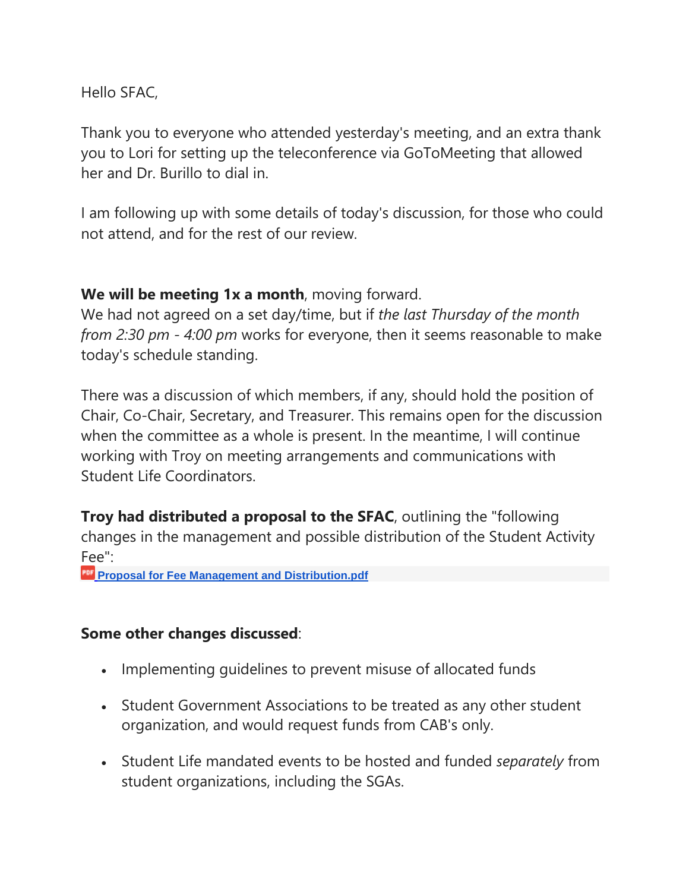Hello SFAC,

Thank you to everyone who attended yesterday's meeting, and an extra thank you to Lori for setting up the teleconference via GoToMeeting that allowed her and Dr. Burillo to dial in.

I am following up with some details of today's discussion, for those who could not attend, and for the rest of our review.

**We will be meeting 1x a month**, moving forward.
We had not agreed on a set day/time, but if *the last Thursday of the month from 2:30 pm - 4:00 pm* works for everyone, then it seems reasonable to make today's schedule standing.

There was a discussion of which members, if any, should hold the position of Chair, Co-Chair, Secretary, and Treasurer. This remains open for the discussion when the committee as a whole is present. In the meantime, I will continue working with Troy on meeting arrangements and communications with Student Life Coordinators.

**Troy had distributed a proposal to the SFAC**, outlining the "following changes in the management and possible distribution of the Student Activity Fee":
**Proposal for Fee Management and Distribution.pdf**

**Some other changes discussed**:

- Implementing guidelines to prevent misuse of allocated funds
- Student Government Associations to be treated as any other student organization, and would request funds from CAB's only.
- Student Life mandated events to be hosted and funded *separately* from student organizations, including the SGAs.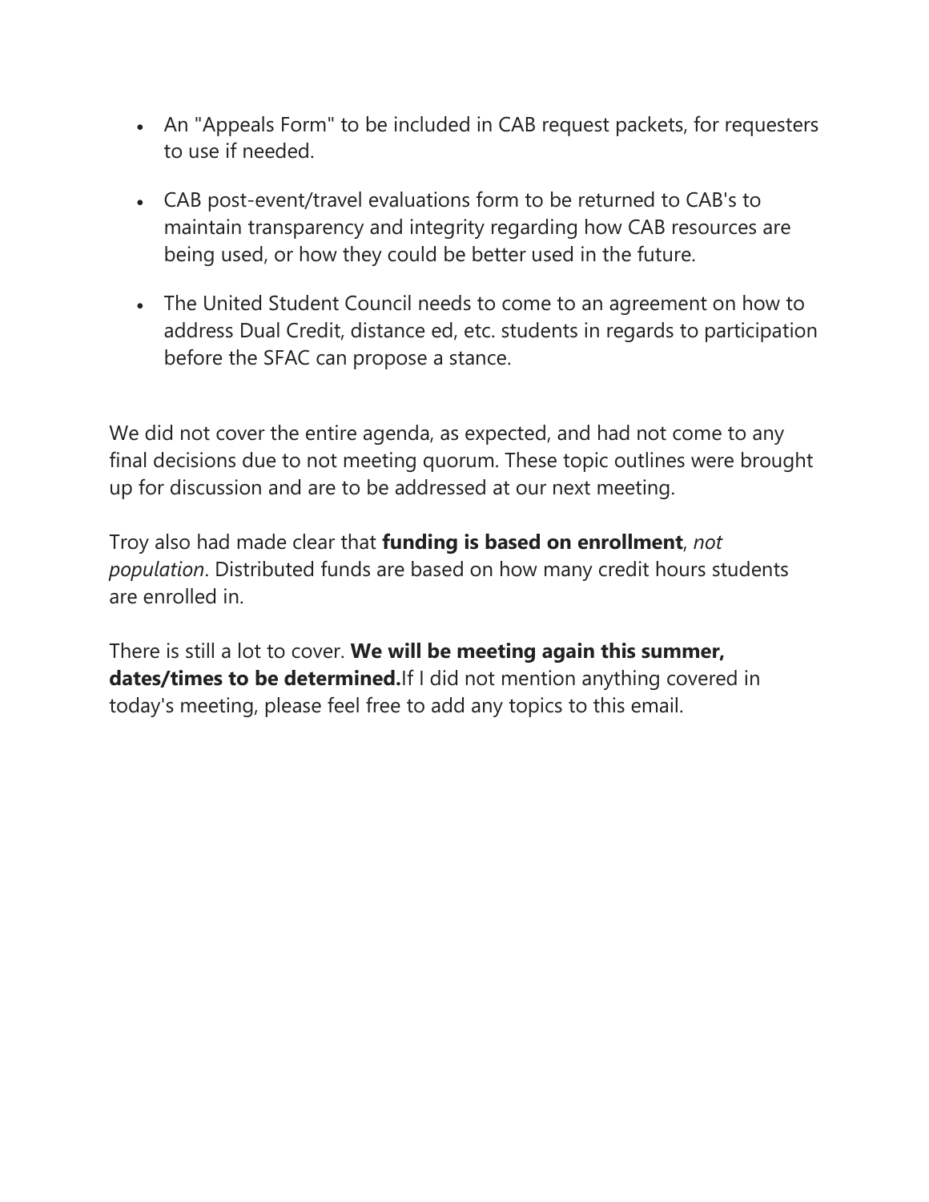- An "Appeals Form" to be included in CAB request packets, for requesters to use if needed.
- CAB post-event/travel evaluations form to be returned to CAB's to maintain transparency and integrity regarding how CAB resources are being used, or how they could be better used in the future.
- The United Student Council needs to come to an agreement on how to address Dual Credit, distance ed, etc. students in regards to participation before the SFAC can propose a stance.

We did not cover the entire agenda, as expected, and had not come to any final decisions due to not meeting quorum. These topic outlines were brought up for discussion and are to be addressed at our next meeting.

Troy also had made clear that **funding is based on enrollment**, *not population*. Distributed funds are based on how many credit hours students are enrolled in.

There is still a lot to cover. **We will be meeting again this summer, dates/times to be determined.**If I did not mention anything covered in today's meeting, please feel free to add any topics to this email.